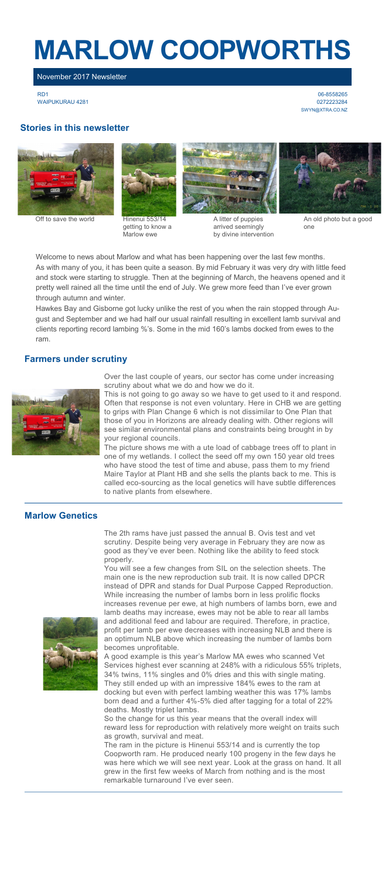# MARLOW COOPWORTHS

November 2017 Newsletter

RD1
WAIPUKURAU 4281

06-8558265
0272223284
SWYN@XTRA.CO.NZ

## Stories in this newsletter

Off to save the world

Hinenui 553/14 getting to know a Marlow ewe

A litter of puppies arrived seemingly by divine intervention

An old photo but a good one

Welcome to news about Marlow and what has been happening over the last few months.

As with many of you, it has been quite a season. By mid February it was very dry with little feed and stock were starting to struggle. Then at the beginning of March, the heavens opened and it pretty well rained all the time until the end of July. We grew more feed than I've ever grown through autumn and winter.

Hawkes Bay and Gisborne got lucky unlike the rest of you when the rain stopped through August and September and we had half our usual rainfall resulting in excellent lamb survival and clients reporting record lambing %'s. Some in the mid 160's lambs docked from ewes to the ram.

## Farmers under scrutiny

Over the last couple of years, our sector has come under increasing scrutiny about what we do and how we do it.

This is not going to go away so we have to get used to it and respond. Often that response is not even voluntary. Here in CHB we are getting to grips with Plan Change 6 which is not dissimilar to One Plan that those of you in Horizons are already dealing with. Other regions will see similar environmental plans and constraints being brought in by your regional councils.

The picture shows me with a ute load of cabbage trees off to plant in one of my wetlands. I collect the seed off my own 150 year old trees who have stood the test of time and abuse, pass them to my friend Maire Taylor at Plant HB and she sells the plants back to me. This is called eco-sourcing as the local genetics will have subtle differences to native plants from elsewhere.

## Marlow Genetics

The 2th rams have just passed the annual B. Ovis test and vet scrutiny. Despite being very average in February they are now as good as they've ever been. Nothing like the ability to feed stock properly.

You will see a few changes from SIL on the selection sheets. The main one is the new reproduction sub trait. It is now called DPCR instead of DPR and stands for Dual Purpose Capped Reproduction. While increasing the number of lambs born in less prolific flocks increases revenue per ewe, at high numbers of lambs born, ewe and lamb deaths may increase, ewes may not be able to rear all lambs and additional feed and labour are required. Therefore, in practice, profit per lamb per ewe decreases with increasing NLB and there is an optimum NLB above which increasing the number of lambs born becomes unprofitable.

A good example is this year's Marlow MA ewes who scanned Vet Services highest ever scanning at 248% with a ridiculous 55% triplets, 34% twins, 11% singles and 0% dries and this with single mating. They still ended up with an impressive 184% ewes to the ram at docking but even with perfect lambing weather this was 17% lambs born dead and a further 4%-5% died after tagging for a total of 22% deaths. Mostly triplet lambs.

So the change for us this year means that the overall index will reward less for reproduction with relatively more weight on traits such as growth, survival and meat.

The ram in the picture is Hinenui 553/14 and is currently the top Coopworth ram. He produced nearly 100 progeny in the few days he was here which we will see next year. Look at the grass on hand. It all grew in the first few weeks of March from nothing and is the most remarkable turnaround I've ever seen.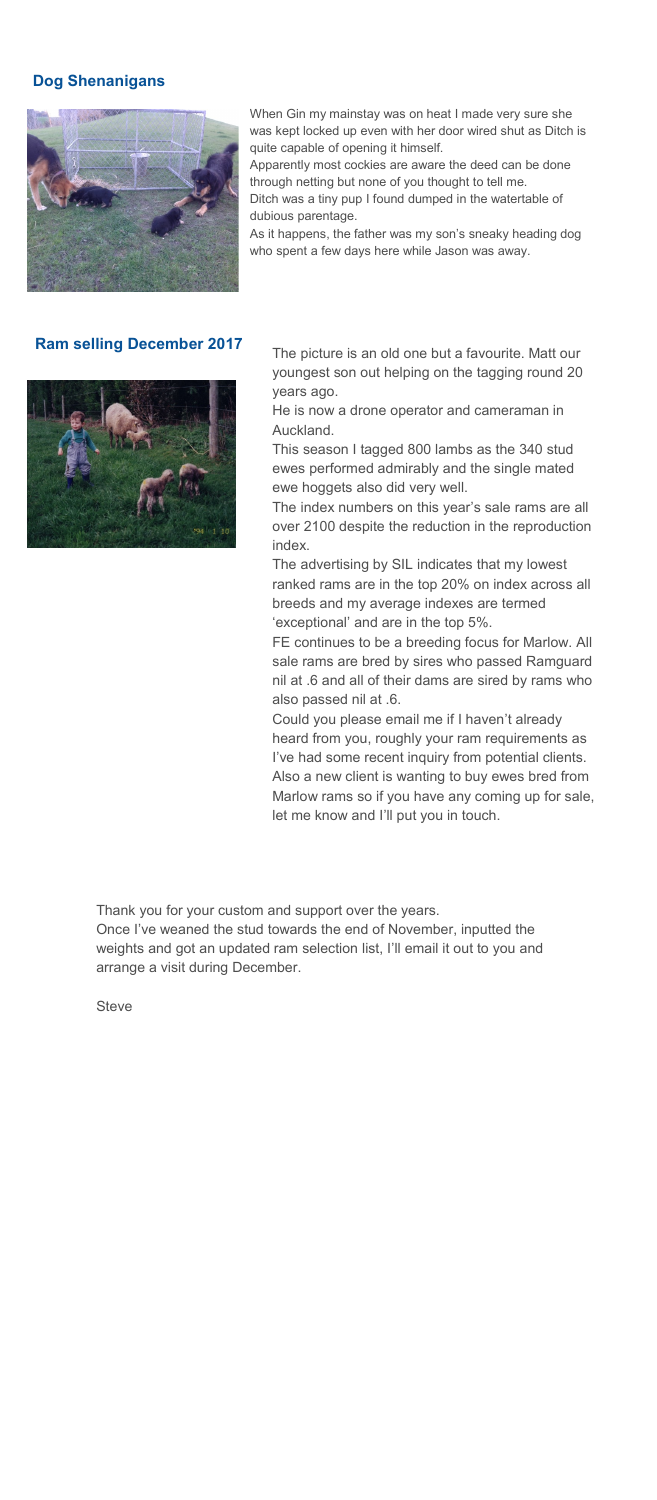## Dog Shenanigans

When Gin my mainstay was on heat I made very sure she was kept locked up even with her door wired shut as Ditch is quite capable of opening it himself.

Apparently most cockies are aware the deed can be done through netting but none of you thought to tell me.

Ditch was a tiny pup I found dumped in the watertable of dubious parentage.

As it happens, the father was my son's sneaky heading dog who spent a few days here while Jason was away.

## Ram selling December 2017

The picture is an old one but a favourite. Matt our youngest son out helping on the tagging round 20 years ago.

He is now a drone operator and cameraman in Auckland.

This season I tagged 800 lambs as the 340 stud ewes performed admirably and the single mated ewe hoggets also did very well.

The index numbers on this year's sale rams are all over 2100 despite the reduction in the reproduction index.

The advertising by SIL indicates that my lowest ranked rams are in the top 20% on index across all breeds and my average indexes are termed 'exceptional' and are in the top 5%.

FE continues to be a breeding focus for Marlow. All sale rams are bred by sires who passed Ramguard nil at .6 and all of their dams are sired by rams who also passed nil at .6.

Could you please email me if I haven't already heard from you, roughly your ram requirements as I've had some recent inquiry from potential clients. Also a new client is wanting to buy ewes bred from Marlow rams so if you have any coming up for sale, let me know and I'll put you in touch.

Thank you for your custom and support over the years.

Once I've weaned the stud towards the end of November, inputted the weights and got an updated ram selection list, I'll email it out to you and arrange a visit during December.

Steve